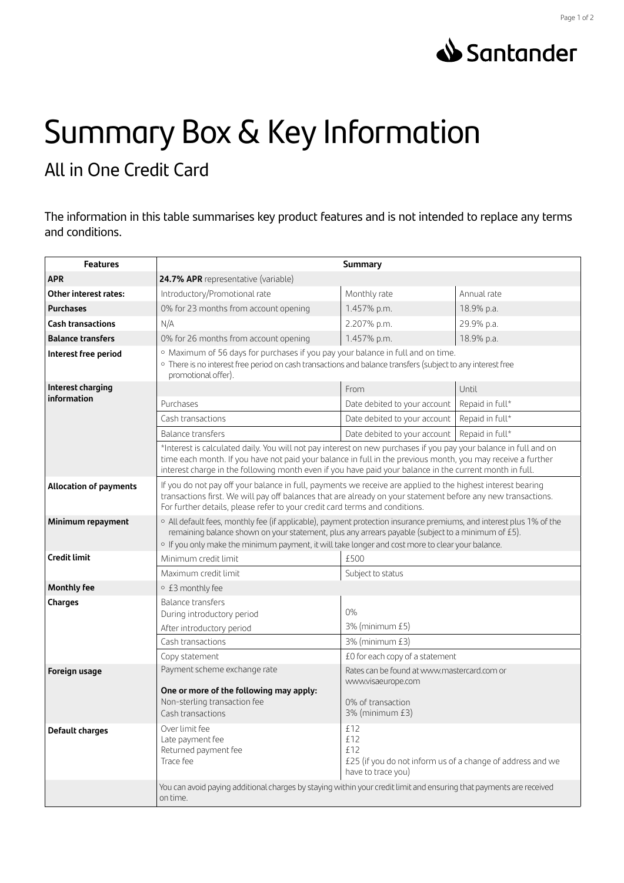# Summary Box & Key Information

## All in One Credit Card

The information in this table summarises key product features and is not intended to replace any terms and conditions.

| Features | Summary | | |
|---|---|---|---|
| **APR** | **24.7% APR** representative (variable) | | |
| **Other interest rates:** | Introductory/Promotional rate | Monthly rate | Annual rate |
| **Purchases** | 0% for 23 months from account opening | 1.457% p.m. | 18.9% p.a. |
| **Cash transactions** | N/A | 2.207% p.m. | 29.9% p.a. |
| **Balance transfers** | 0% for 26 months from account opening | 1.457% p.m. | 18.9% p.a. |
| **Interest free period** | ◦ Maximum of 56 days for purchases if you pay your balance in full and on time.<br>◦ There is no interest free period on cash transactions and balance transfers (subject to any interest free promotional offer). | | |
| **Interest charging information** | | From | Until |
| | Purchases | Date debited to your account | Repaid in full* |
| | Cash transactions | Date debited to your account | Repaid in full* |
| | Balance transfers | Date debited to your account | Repaid in full* |
| | *Interest is calculated daily. You will not pay interest on new purchases if you pay your balance in full and on time each month. If you have not paid your balance in full in the previous month, you may receive a further interest charge in the following month even if you have paid your balance in the current month in full. | | |
| **Allocation of payments** | If you do not pay off your balance in full, payments we receive are applied to the highest interest bearing transactions first. We will pay off balances that are already on your statement before any new transactions. For further details, please refer to your credit card terms and conditions. | | |
| **Minimum repayment** | ◦ All default fees, monthly fee (if applicable), payment protection insurance premiums, and interest plus 1% of the remaining balance shown on your statement, plus any arrears payable (subject to a minimum of £5).<br>◦ If you only make the minimum payment, it will take longer and cost more to clear your balance. | | |
| **Credit limit** | Minimum credit limit | £500 | |
| | Maximum credit limit | Subject to status | |
| **Monthly fee** | ◦ £3 monthly fee | | |
| **Charges** | Balance transfers<br>During introductory period | 0% | |
| | After introductory period | 3% (minimum £5) | |
| | Cash transactions | 3% (minimum £3) | |
| | Copy statement | £0 for each copy of a statement | |
| **Foreign usage** | Payment scheme exchange rate<br>**One or more of the following may apply:**<br>Non-sterling transaction fee<br>Cash transactions | Rates can be found at www.mastercard.com or www.visaeurope.com<br><br>0% of transaction<br>3% (minimum £3) | |
| **Default charges** | Over limit fee<br>Late payment fee<br>Returned payment fee<br>Trace fee | £12<br>£12<br>£12<br>£25 (if you do not inform us of a change of address and we have to trace you) | |
| | You can avoid paying additional charges by staying within your credit limit and ensuring that payments are received on time. | | |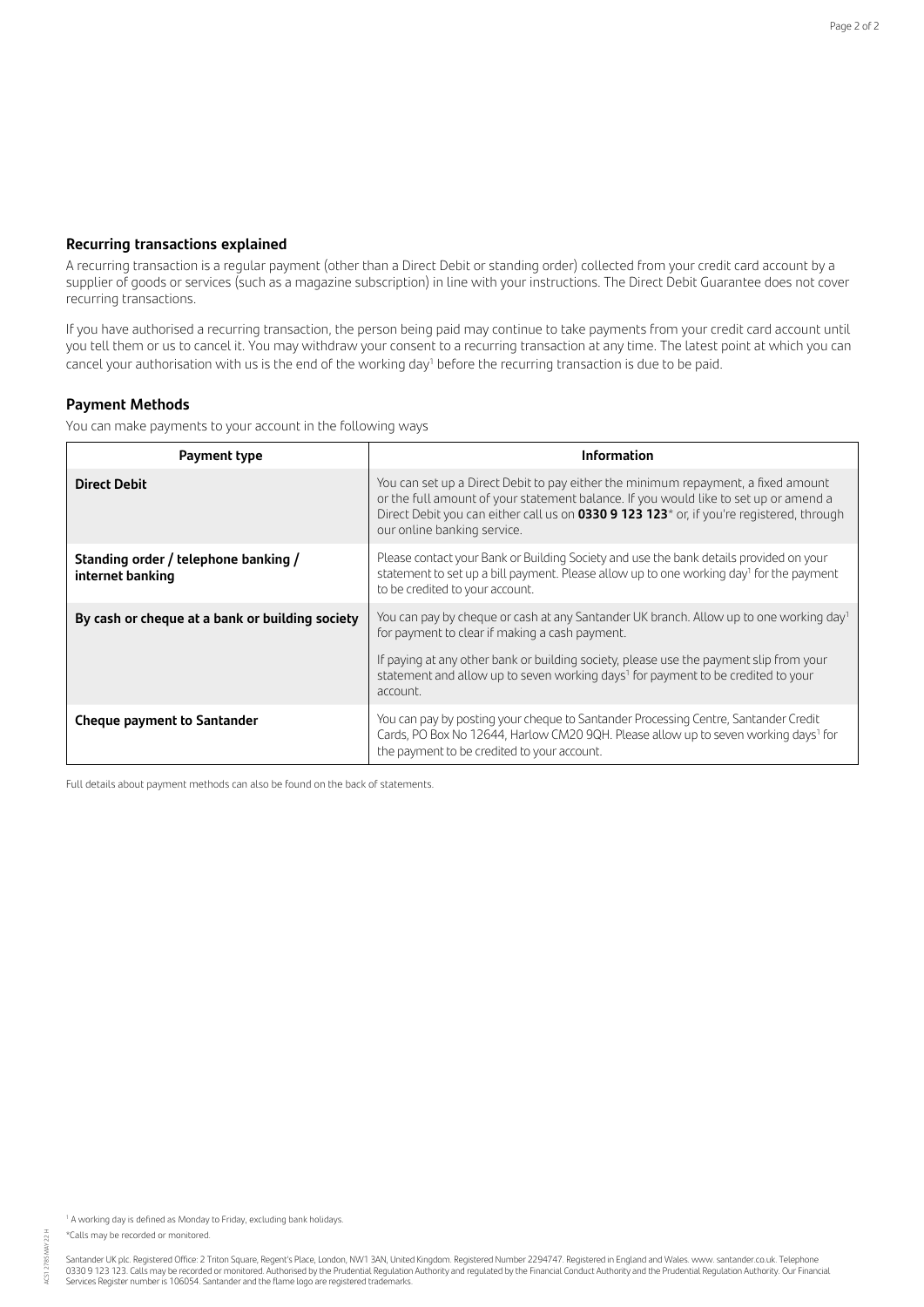## Recurring transactions explained

A recurring transaction is a regular payment (other than a Direct Debit or standing order) collected from your credit card account by a supplier of goods or services (such as a magazine subscription) in line with your instructions. The Direct Debit Guarantee does not cover recurring transactions.

If you have authorised a recurring transaction, the person being paid may continue to take payments from your credit card account until you tell them or us to cancel it. You may withdraw your consent to a recurring transaction at any time. The latest point at which you can cancel your authorisation with us is the end of the working day[1] before the recurring transaction is due to be paid.

## Payment Methods

You can make payments to your account in the following ways

| Payment type | Information |
|---|---|
| **Direct Debit** | You can set up a Direct Debit to pay either the minimum repayment, a fixed amount or the full amount of your statement balance. If you would like to set up or amend a Direct Debit you can either call us on **0330 9 123 123*** or, if you're registered, through our online banking service. |
| **Standing order / telephone banking / internet banking** | Please contact your Bank or Building Society and use the bank details provided on your statement to set up a bill payment. Please allow up to one working day[1] for the payment to be credited to your account. |
| **By cash or cheque at a bank or building society** | You can pay by cheque or cash at any Santander UK branch. Allow up to one working day[1] for payment to clear if making a cash payment.<br><br>If paying at any other bank or building society, please use the payment slip from your statement and allow up to seven working days[1] for payment to be credited to your account. |
| **Cheque payment to Santander** | You can pay by posting your cheque to Santander Processing Centre, Santander Credit Cards, PO Box No 12644, Harlow CM20 9QH. Please allow up to seven working days[1] for the payment to be credited to your account. |

Full details about payment methods can also be found on the back of statements.

[1] A working day is defined as Monday to Friday, excluding bank holidays.

*Calls may be recorded or monitored.

Santander UK plc. Registered Office: 2 Triton Square, Regent's Place, London, NW1 3AN, United Kingdom. Registered Number 2294747. Registered in England and Wales. www. santander.co.uk. Telephone 0330 9 123 123. Calls may be recorded or monitored. Authorised by the Prudential Regulation Authority and regulated by the Financial Conduct Authority and the Prudential Regulation Authority. Our Financial Services Register number is 106054. Santander and the flame logo are registered trademarks.

ACS1 2785 MAY 22 H